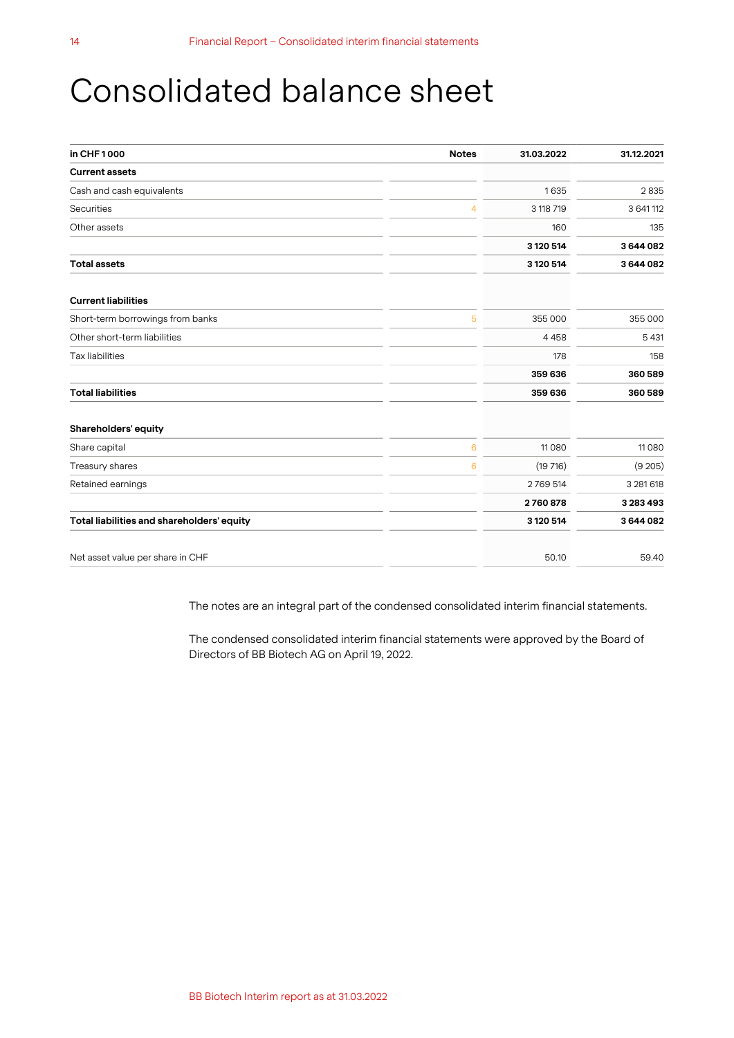# Consolidated balance sheet

| in CHF 1 000 | Notes | 31.03.2022 | 31.12.2021 |
|---|---|---|---|
| **Current assets** | | | |
| Cash and cash equivalents | | 1 635 | 2 835 |
| Securities | 4 | 3 118 719 | 3 641 112 |
| Other assets | | 160 | 135 |
| | | **3 120 514** | **3 644 082** |
| **Total assets** | | **3 120 514** | **3 644 082** |
| | | | |
| **Current liabilities** | | | |
| Short-term borrowings from banks | 5 | 355 000 | 355 000 |
| Other short-term liabilities | | 4 458 | 5 431 |
| Tax liabilities | | 178 | 158 |
| | | **359 636** | **360 589** |
| **Total liabilities** | | **359 636** | **360 589** |
| | | | |
| **Shareholders' equity** | | | |
| Share capital | 6 | 11 080 | 11 080 |
| Treasury shares | 6 | (19 716) | (9 205) |
| Retained earnings | | 2 769 514 | 3 281 618 |
| | | **2 760 878** | **3 283 493** |
| **Total liabilities and shareholders' equity** | | **3 120 514** | **3 644 082** |
| | | | |
| Net asset value per share in CHF | | 50.10 | 59.40 |

The notes are an integral part of the condensed consolidated interim financial statements.

The condensed consolidated interim financial statements were approved by the Board of Directors of BB Biotech AG on April 19, 2022.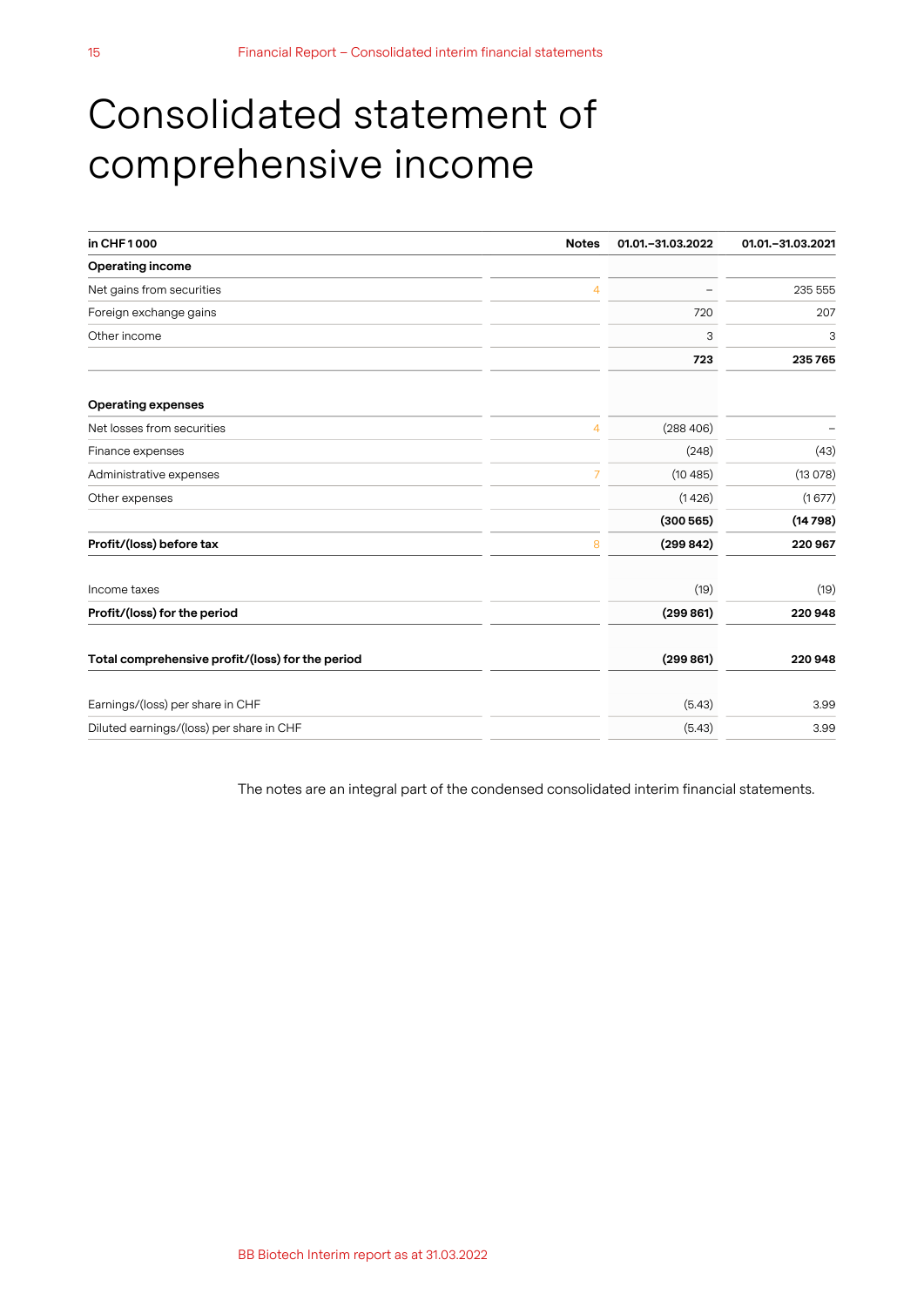# Consolidated statement of comprehensive income

| in CHF 1 000 | Notes | 01.01.–31.03.2022 | 01.01.–31.03.2021 |
|---|---|---|---|
| **Operating income** | | | |
| Net gains from securities | 4 | – | 235 555 |
| Foreign exchange gains | | 720 | 207 |
| Other income | | 3 | 3 |
| | | **723** | **235 765** |
| **Operating expenses** | | | |
| Net losses from securities | 4 | (288 406) | – |
| Finance expenses | | (248) | (43) |
| Administrative expenses | 7 | (10 485) | (13 078) |
| Other expenses | | (1 426) | (1 677) |
| | | **(300 565)** | **(14 798)** |
| **Profit/(loss) before tax** | 8 | **(299 842)** | **220 967** |
| Income taxes | | (19) | (19) |
| **Profit/(loss) for the period** | | **(299 861)** | **220 948** |
| **Total comprehensive profit/(loss) for the period** | | **(299 861)** | **220 948** |
| Earnings/(loss) per share in CHF | | (5.43) | 3.99 |
| Diluted earnings/(loss) per share in CHF | | (5.43) | 3.99 |

The notes are an integral part of the condensed consolidated interim financial statements.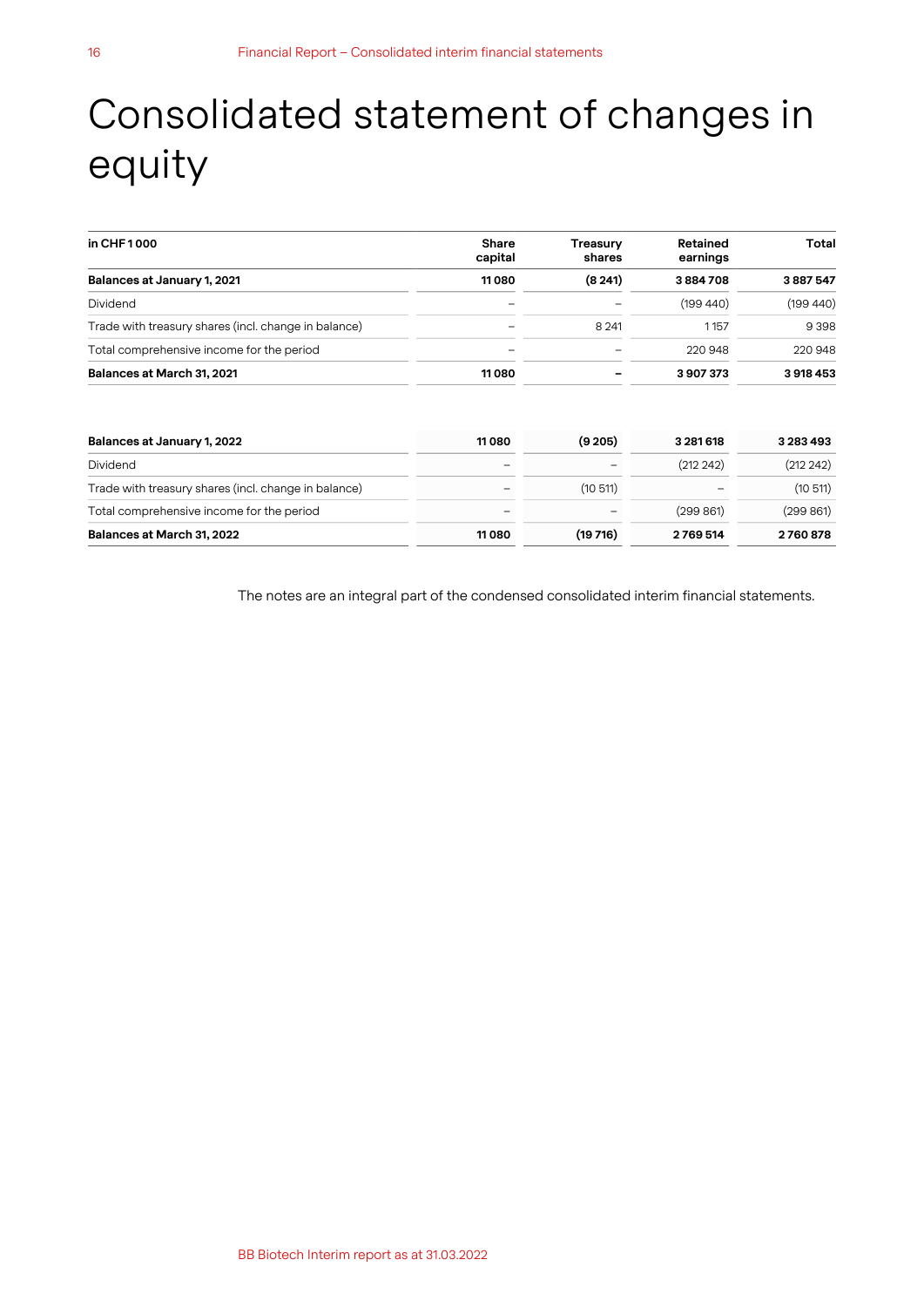# Consolidated statement of changes in equity

| in CHF 1 000 | Share capital | Treasury shares | Retained earnings | Total |
|---|---|---|---|---|
| **Balances at January 1, 2021** | **11 080** | **(8 241)** | **3 884 708** | **3 887 547** |
| Dividend | – | – | (199 440) | (199 440) |
| Trade with treasury shares (incl. change in balance) | – | 8 241 | 1 157 | 9 398 |
| Total comprehensive income for the period | – | – | 220 948 | 220 948 |
| **Balances at March 31, 2021** | **11 080** | **–** | **3 907 373** | **3 918 453** |
| | | | | |
| **Balances at January 1, 2022** | **11 080** | **(9 205)** | **3 281 618** | **3 283 493** |
| Dividend | – | – | (212 242) | (212 242) |
| Trade with treasury shares (incl. change in balance) | – | (10 511) | – | (10 511) |
| Total comprehensive income for the period | – | – | (299 861) | (299 861) |
| **Balances at March 31, 2022** | **11 080** | **(19 716)** | **2 769 514** | **2 760 878** |

The notes are an integral part of the condensed consolidated interim financial statements.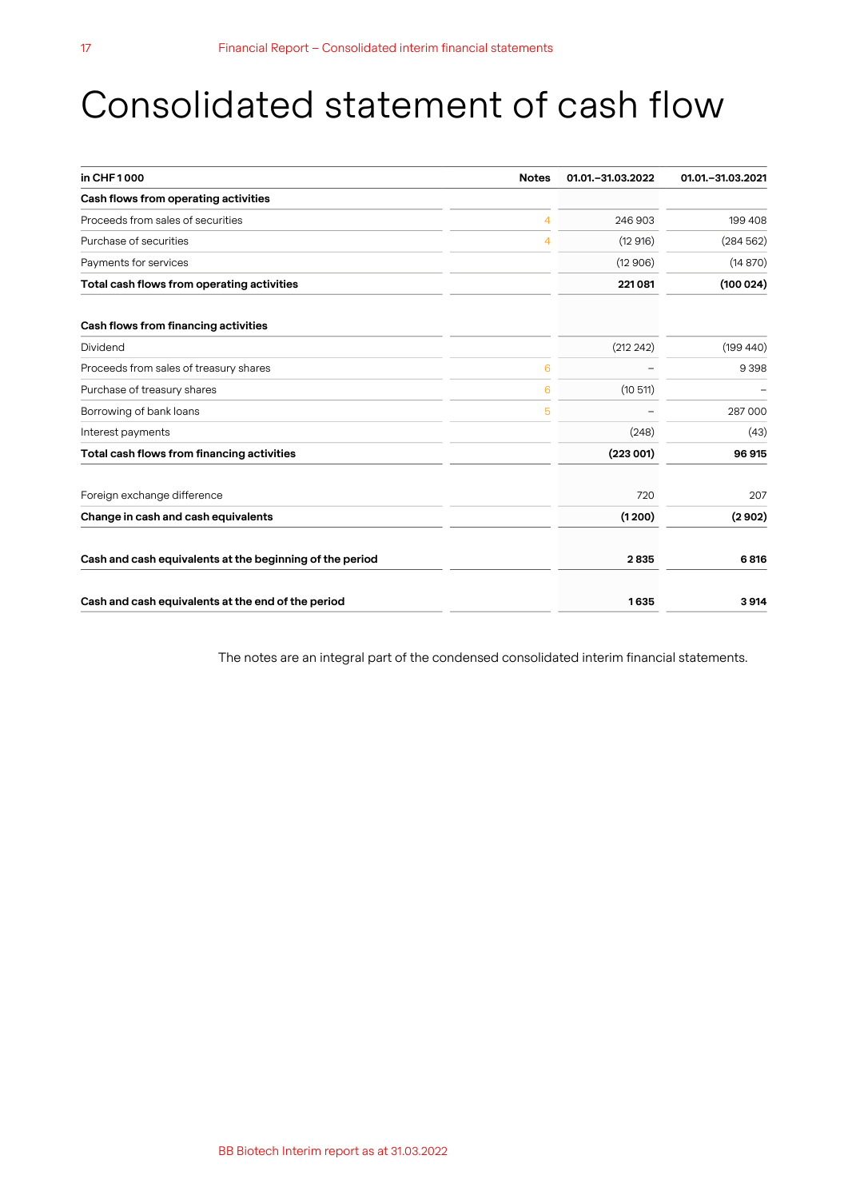# Consolidated statement of cash flow

| in CHF 1 000 | Notes | 01.01.–31.03.2022 | 01.01.–31.03.2021 |
|---|---|---|---|
| **Cash flows from operating activities** | | | |
| Proceeds from sales of securities | 4 | 246 903 | 199 408 |
| Purchase of securities | 4 | (12 916) | (284 562) |
| Payments for services | | (12 906) | (14 870) |
| **Total cash flows from operating activities** | | **221 081** | **(100 024)** |
| | | | |
| **Cash flows from financing activities** | | | |
| Dividend | | (212 242) | (199 440) |
| Proceeds from sales of treasury shares | 6 | – | 9 398 |
| Purchase of treasury shares | 6 | (10 511) | – |
| Borrowing of bank loans | 5 | – | 287 000 |
| Interest payments | | (248) | (43) |
| **Total cash flows from financing activities** | | **(223 001)** | **96 915** |
| | | | |
| Foreign exchange difference | | 720 | 207 |
| **Change in cash and cash equivalents** | | **(1 200)** | **(2 902)** |
| | | | |
| **Cash and cash equivalents at the beginning of the period** | | **2 835** | **6 816** |
| | | | |
| **Cash and cash equivalents at the end of the period** | | **1 635** | **3 914** |

The notes are an integral part of the condensed consolidated interim financial statements.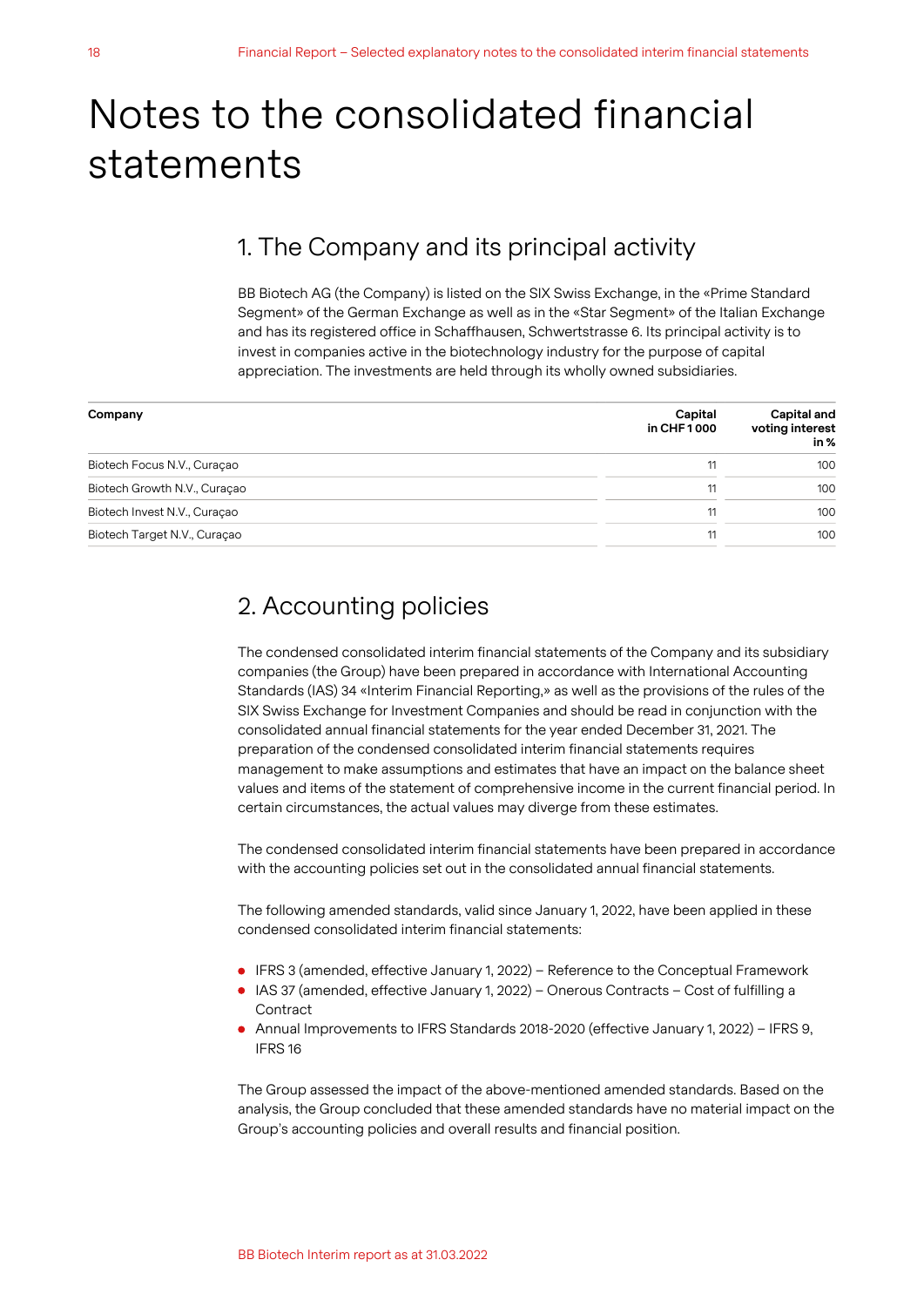# Notes to the consolidated financial statements

## 1. The Company and its principal activity

BB Biotech AG (the Company) is listed on the SIX Swiss Exchange, in the «Prime Standard Segment» of the German Exchange as well as in the «Star Segment» of the Italian Exchange and has its registered office in Schaffhausen, Schwertstrasse 6. Its principal activity is to invest in companies active in the biotechnology industry for the purpose of capital appreciation. The investments are held through its wholly owned subsidiaries.

| Company | Capital in CHF 1 000 | Capital and voting interest in % |
|---|---|---|
| Biotech Focus N.V., Curaçao | 11 | 100 |
| Biotech Growth N.V., Curaçao | 11 | 100 |
| Biotech Invest N.V., Curaçao | 11 | 100 |
| Biotech Target N.V., Curaçao | 11 | 100 |

## 2. Accounting policies

The condensed consolidated interim financial statements of the Company and its subsidiary companies (the Group) have been prepared in accordance with International Accounting Standards (IAS) 34 «Interim Financial Reporting,» as well as the provisions of the rules of the SIX Swiss Exchange for Investment Companies and should be read in conjunction with the consolidated annual financial statements for the year ended December 31, 2021. The preparation of the condensed consolidated interim financial statements requires management to make assumptions and estimates that have an impact on the balance sheet values and items of the statement of comprehensive income in the current financial period. In certain circumstances, the actual values may diverge from these estimates.

The condensed consolidated interim financial statements have been prepared in accordance with the accounting policies set out in the consolidated annual financial statements.

The following amended standards, valid since January 1, 2022, have been applied in these condensed consolidated interim financial statements:

- IFRS 3 (amended, effective January 1, 2022) – Reference to the Conceptual Framework
- IAS 37 (amended, effective January 1, 2022) – Onerous Contracts – Cost of fulfilling a Contract
- Annual Improvements to IFRS Standards 2018-2020 (effective January 1, 2022) – IFRS 9, IFRS 16

The Group assessed the impact of the above-mentioned amended standards. Based on the analysis, the Group concluded that these amended standards have no material impact on the Group's accounting policies and overall results and financial position.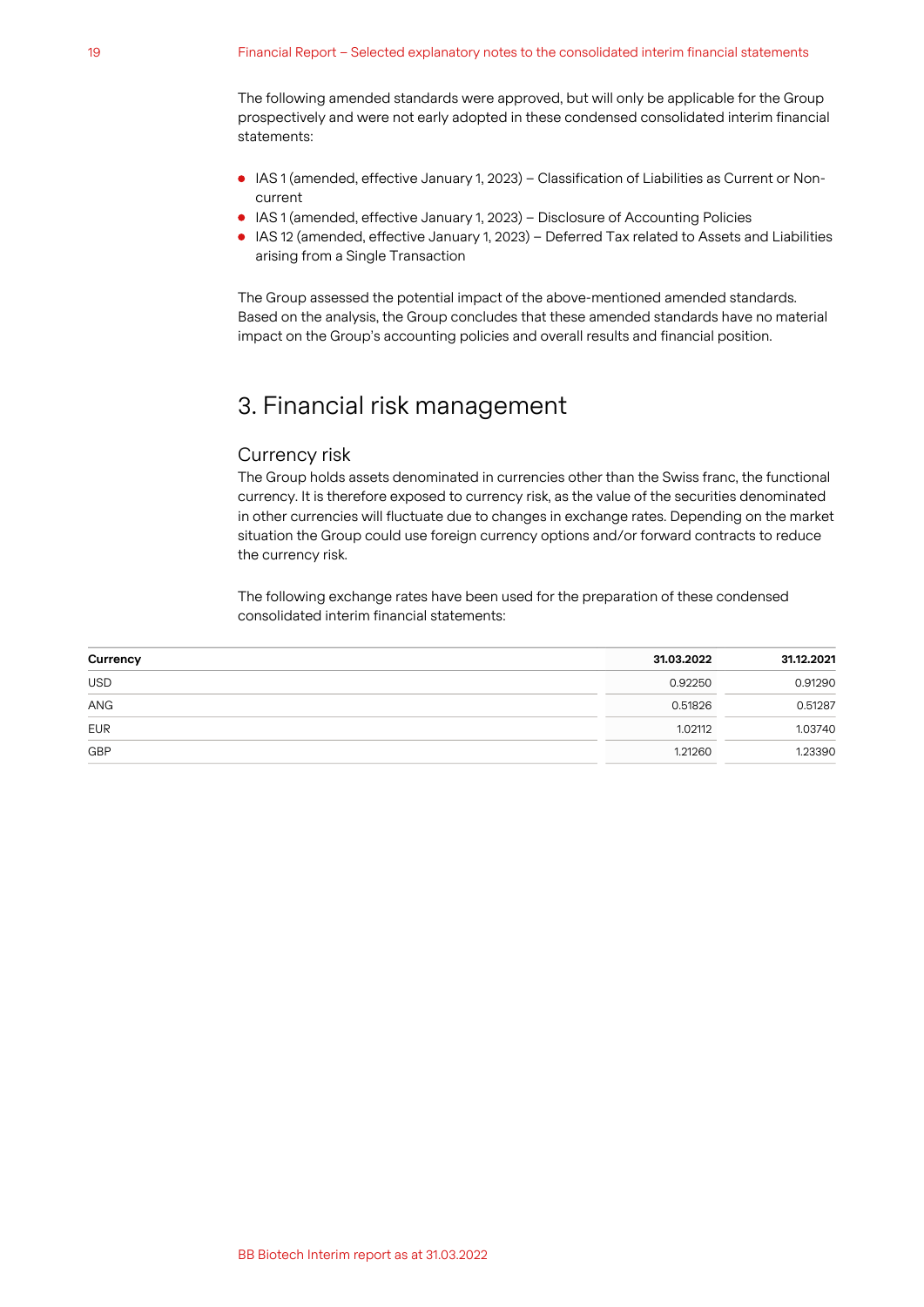The following amended standards were approved, but will only be applicable for the Group prospectively and were not early adopted in these condensed consolidated interim financial statements:

- IAS 1 (amended, effective January 1, 2023) – Classification of Liabilities as Current or Non-current
- IAS 1 (amended, effective January 1, 2023) – Disclosure of Accounting Policies
- IAS 12 (amended, effective January 1, 2023) – Deferred Tax related to Assets and Liabilities arising from a Single Transaction

The Group assessed the potential impact of the above-mentioned amended standards. Based on the analysis, the Group concludes that these amended standards have no material impact on the Group's accounting policies and overall results and financial position.

# 3. Financial risk management

## Currency risk

The Group holds assets denominated in currencies other than the Swiss franc, the functional currency. It is therefore exposed to currency risk, as the value of the securities denominated in other currencies will fluctuate due to changes in exchange rates. Depending on the market situation the Group could use foreign currency options and/or forward contracts to reduce the currency risk.

The following exchange rates have been used for the preparation of these condensed consolidated interim financial statements:

| Currency | 31.03.2022 | 31.12.2021 |
|---|---|---|
| USD | 0.92250 | 0.91290 |
| ANG | 0.51826 | 0.51287 |
| EUR | 1.02112 | 1.03740 |
| GBP | 1.21260 | 1.23390 |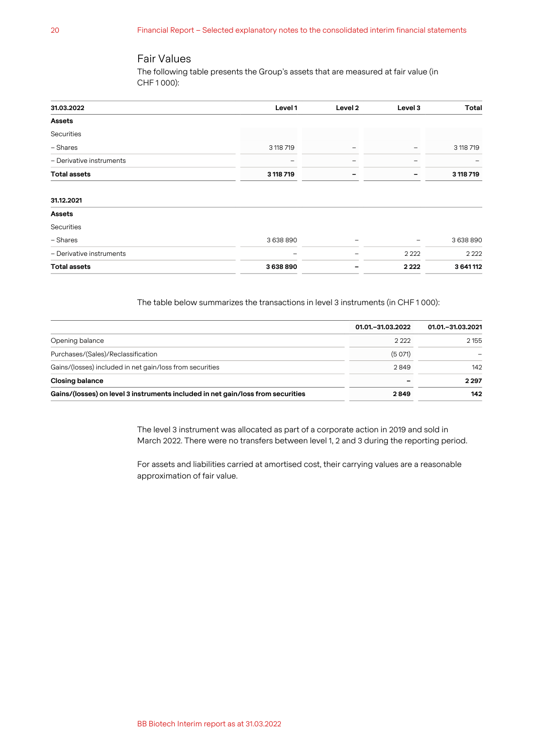## Fair Values

The following table presents the Group's assets that are measured at fair value (in CHF 1 000):

| 31.03.2022 | Level 1 | Level 2 | Level 3 | Total |
|---|---|---|---|---|
| **Assets** | | | | |
| Securities | | | | |
| – Shares | 3 118 719 | – | – | 3 118 719 |
| – Derivative instruments | – | – | – | – |
| **Total assets** | **3 118 719** | **–** | **–** | **3 118 719** |

| 31.12.2021 | Level 1 | Level 2 | Level 3 | Total |
|---|---|---|---|---|
| **Assets** | | | | |
| Securities | | | | |
| – Shares | 3 638 890 | – | – | 3 638 890 |
| – Derivative instruments | – | – | 2 222 | 2 222 |
| **Total assets** | **3 638 890** | **–** | **2 222** | **3 641 112** |

The table below summarizes the transactions in level 3 instruments (in CHF 1 000):

| | 01.01.–31.03.2022 | 01.01.–31.03.2021 |
|---|---|---|
| Opening balance | 2 222 | 2 155 |
| Purchases/(Sales)/Reclassification | (5 071) | – |
| Gains/(losses) included in net gain/loss from securities | 2 849 | 142 |
| **Closing balance** | **–** | **2 297** |
| **Gains/(losses) on level 3 instruments included in net gain/loss from securities** | **2 849** | **142** |

The level 3 instrument was allocated as part of a corporate action in 2019 and sold in March 2022. There were no transfers between level 1, 2 and 3 during the reporting period.

For assets and liabilities carried at amortised cost, their carrying values are a reasonable approximation of fair value.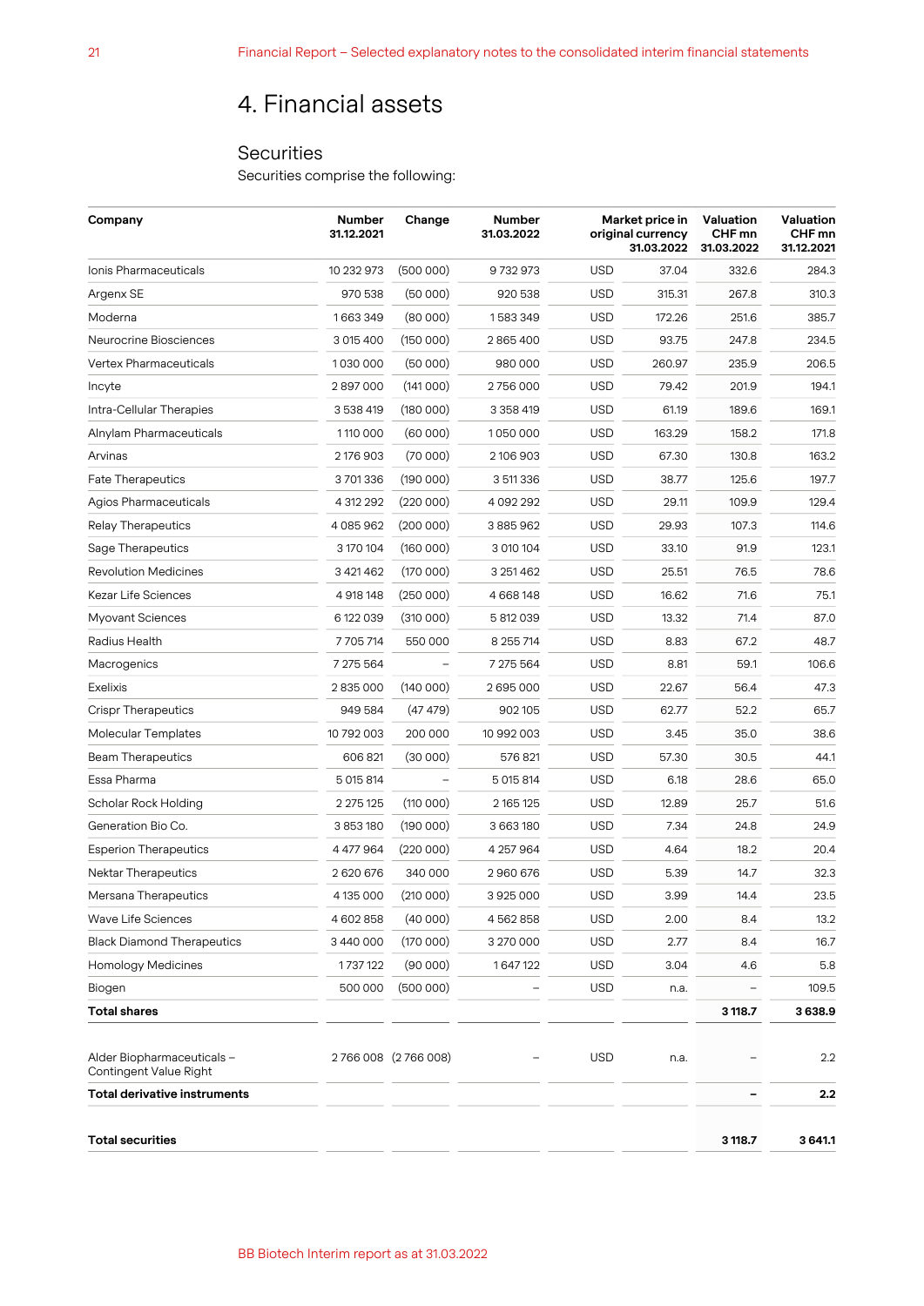# 4. Financial assets

## Securities

Securities comprise the following:

| Company | Number 31.12.2021 | Change | Number 31.03.2022 | | Market price in original currency 31.03.2022 | Valuation CHF mn 31.03.2022 | Valuation CHF mn 31.12.2021 |
|---|---|---|---|---|---|---|---|
| Ionis Pharmaceuticals | 10 232 973 | (500 000) | 9 732 973 | USD | 37.04 | 332.6 | 284.3 |
| Argenx SE | 970 538 | (50 000) | 920 538 | USD | 315.31 | 267.8 | 310.3 |
| Moderna | 1 663 349 | (80 000) | 1 583 349 | USD | 172.26 | 251.6 | 385.7 |
| Neurocrine Biosciences | 3 015 400 | (150 000) | 2 865 400 | USD | 93.75 | 247.8 | 234.5 |
| Vertex Pharmaceuticals | 1 030 000 | (50 000) | 980 000 | USD | 260.97 | 235.9 | 206.5 |
| Incyte | 2 897 000 | (141 000) | 2 756 000 | USD | 79.42 | 201.9 | 194.1 |
| Intra-Cellular Therapies | 3 538 419 | (180 000) | 3 358 419 | USD | 61.19 | 189.6 | 169.1 |
| Alnylam Pharmaceuticals | 1 110 000 | (60 000) | 1 050 000 | USD | 163.29 | 158.2 | 171.8 |
| Arvinas | 2 176 903 | (70 000) | 2 106 903 | USD | 67.30 | 130.8 | 163.2 |
| Fate Therapeutics | 3 701 336 | (190 000) | 3 511 336 | USD | 38.77 | 125.6 | 197.7 |
| Agios Pharmaceuticals | 4 312 292 | (220 000) | 4 092 292 | USD | 29.11 | 109.9 | 129.4 |
| Relay Therapeutics | 4 085 962 | (200 000) | 3 885 962 | USD | 29.93 | 107.3 | 114.6 |
| Sage Therapeutics | 3 170 104 | (160 000) | 3 010 104 | USD | 33.10 | 91.9 | 123.1 |
| Revolution Medicines | 3 421 462 | (170 000) | 3 251 462 | USD | 25.51 | 76.5 | 78.6 |
| Kezar Life Sciences | 4 918 148 | (250 000) | 4 668 148 | USD | 16.62 | 71.6 | 75.1 |
| Myovant Sciences | 6 122 039 | (310 000) | 5 812 039 | USD | 13.32 | 71.4 | 87.0 |
| Radius Health | 7 705 714 | 550 000 | 8 255 714 | USD | 8.83 | 67.2 | 48.7 |
| Macrogenics | 7 275 564 | – | 7 275 564 | USD | 8.81 | 59.1 | 106.6 |
| Exelixis | 2 835 000 | (140 000) | 2 695 000 | USD | 22.67 | 56.4 | 47.3 |
| Crispr Therapeutics | 949 584 | (47 479) | 902 105 | USD | 62.77 | 52.2 | 65.7 |
| Molecular Templates | 10 792 003 | 200 000 | 10 992 003 | USD | 3.45 | 35.0 | 38.6 |
| Beam Therapeutics | 606 821 | (30 000) | 576 821 | USD | 57.30 | 30.5 | 44.1 |
| Essa Pharma | 5 015 814 | – | 5 015 814 | USD | 6.18 | 28.6 | 65.0 |
| Scholar Rock Holding | 2 275 125 | (110 000) | 2 165 125 | USD | 12.89 | 25.7 | 51.6 |
| Generation Bio Co. | 3 853 180 | (190 000) | 3 663 180 | USD | 7.34 | 24.8 | 24.9 |
| Esperion Therapeutics | 4 477 964 | (220 000) | 4 257 964 | USD | 4.64 | 18.2 | 20.4 |
| Nektar Therapeutics | 2 620 676 | 340 000 | 2 960 676 | USD | 5.39 | 14.7 | 32.3 |
| Mersana Therapeutics | 4 135 000 | (210 000) | 3 925 000 | USD | 3.99 | 14.4 | 23.5 |
| Wave Life Sciences | 4 602 858 | (40 000) | 4 562 858 | USD | 2.00 | 8.4 | 13.2 |
| Black Diamond Therapeutics | 3 440 000 | (170 000) | 3 270 000 | USD | 2.77 | 8.4 | 16.7 |
| Homology Medicines | 1 737 122 | (90 000) | 1 647 122 | USD | 3.04 | 4.6 | 5.8 |
| Biogen | 500 000 | (500 000) | – | USD | n.a. | – | 109.5 |
| **Total shares** | | | | | | **3 118.7** | **3 638.9** |
| | | | | | | | |
| Alder Biopharmaceuticals – Contingent Value Right | 2 766 008 | (2 766 008) | – | USD | n.a. | – | 2.2 |
| **Total derivative instruments** | | | | | | **–** | **2.2** |
| | | | | | | | |
| **Total securities** | | | | | | **3 118.7** | **3 641.1** |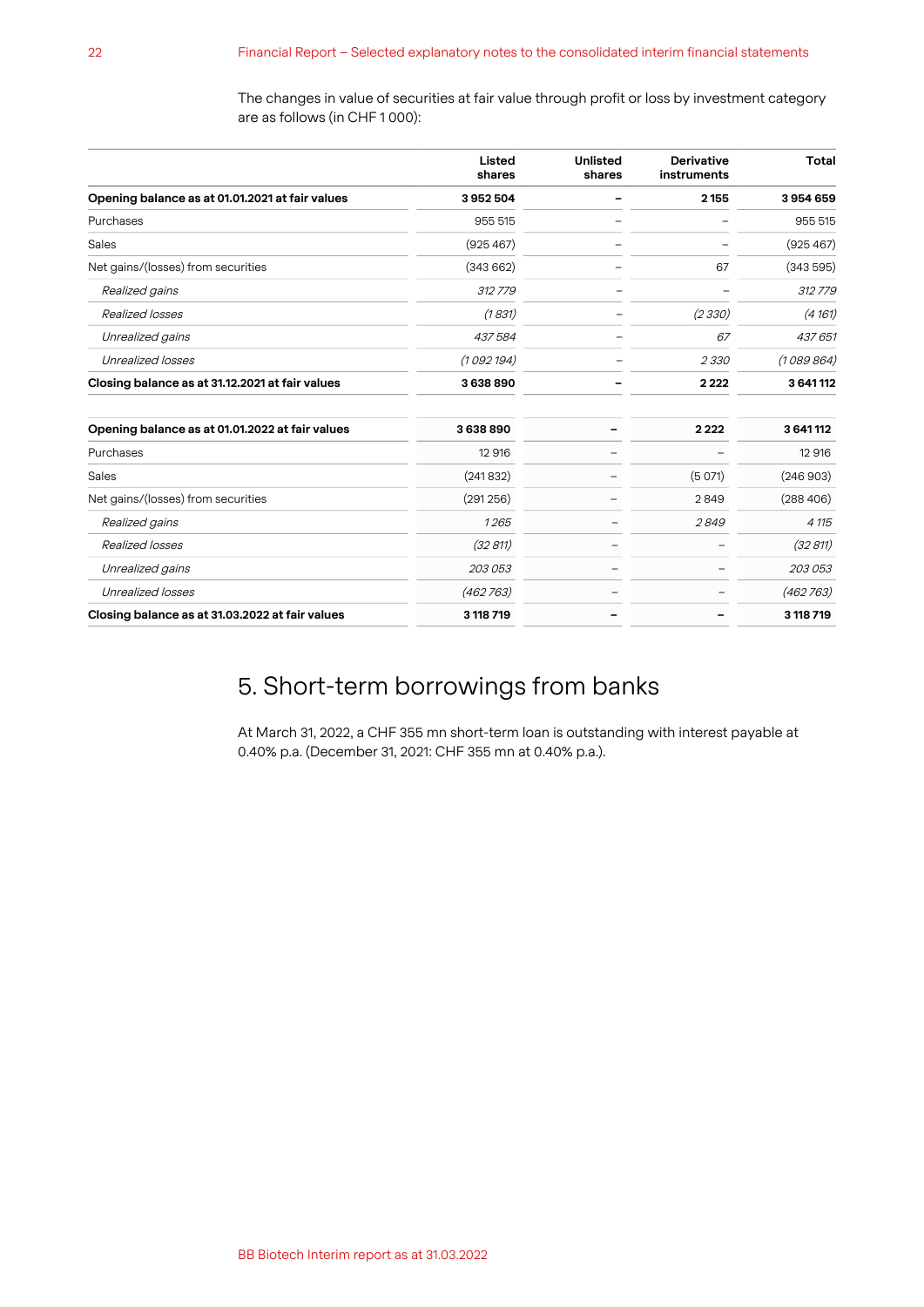The changes in value of securities at fair value through profit or loss by investment category are as follows (in CHF 1 000):

| | Listed shares | Unlisted shares | Derivative instruments | Total |
|---|---|---|---|---|
| **Opening balance as at 01.01.2021 at fair values** | **3 952 504** | **–** | **2 155** | **3 954 659** |
| Purchases | 955 515 | – | – | 955 515 |
| Sales | (925 467) | – | – | (925 467) |
| Net gains/(losses) from securities | (343 662) | – | 67 | (343 595) |
| *Realized gains* | *312 779* | – | – | *312 779* |
| *Realized losses* | *(1 831)* | – | *(2 330)* | *(4 161)* |
| *Unrealized gains* | *437 584* | – | *67* | *437 651* |
| *Unrealized losses* | *(1 092 194)* | – | *2 330* | *(1 089 864)* |
| **Closing balance as at 31.12.2021 at fair values** | **3 638 890** | **–** | **2 222** | **3 641 112** |
| | | | | |
| **Opening balance as at 01.01.2022 at fair values** | **3 638 890** | **–** | **2 222** | **3 641 112** |
| Purchases | 12 916 | – | – | 12 916 |
| Sales | (241 832) | – | (5 071) | (246 903) |
| Net gains/(losses) from securities | (291 256) | – | 2 849 | (288 406) |
| *Realized gains* | *1 265* | – | *2 849* | *4 115* |
| *Realized losses* | *(32 811)* | – | – | *(32 811)* |
| *Unrealized gains* | *203 053* | – | – | *203 053* |
| *Unrealized losses* | *(462 763)* | – | – | *(462 763)* |
| **Closing balance as at 31.03.2022 at fair values** | **3 118 719** | **–** | **–** | **3 118 719** |

## 5. Short-term borrowings from banks

At March 31, 2022, a CHF 355 mn short-term loan is outstanding with interest payable at 0.40% p.a. (December 31, 2021: CHF 355 mn at 0.40% p.a.).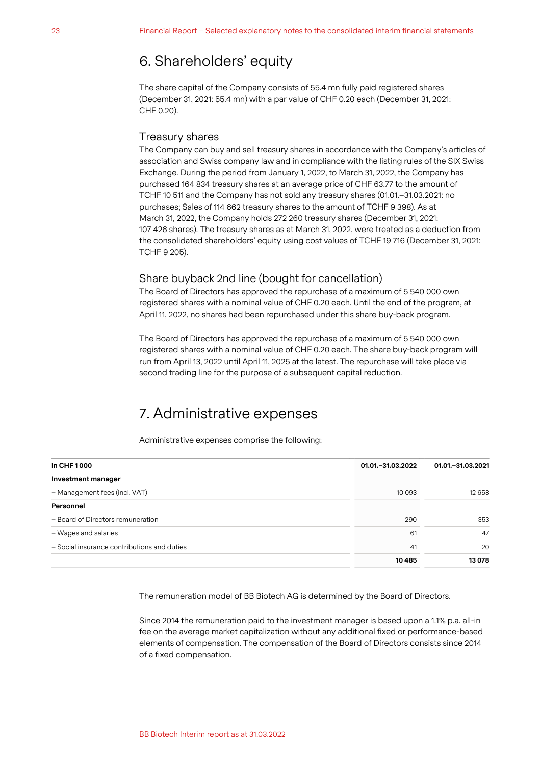## 6. Shareholders' equity

The share capital of the Company consists of 55.4 mn fully paid registered shares (December 31, 2021: 55.4 mn) with a par value of CHF 0.20 each (December 31, 2021: CHF 0.20).

### Treasury shares

The Company can buy and sell treasury shares in accordance with the Company's articles of association and Swiss company law and in compliance with the listing rules of the SIX Swiss Exchange. During the period from January 1, 2022, to March 31, 2022, the Company has purchased 164 834 treasury shares at an average price of CHF 63.77 to the amount of TCHF 10 511 and the Company has not sold any treasury shares (01.01.–31.03.2021: no purchases; Sales of 114 662 treasury shares to the amount of TCHF 9 398). As at March 31, 2022, the Company holds 272 260 treasury shares (December 31, 2021: 107 426 shares). The treasury shares as at March 31, 2022, were treated as a deduction from the consolidated shareholders' equity using cost values of TCHF 19 716 (December 31, 2021: TCHF 9 205).

### Share buyback 2nd line (bought for cancellation)

The Board of Directors has approved the repurchase of a maximum of 5 540 000 own registered shares with a nominal value of CHF 0.20 each. Until the end of the program, at April 11, 2022, no shares had been repurchased under this share buy-back program.

The Board of Directors has approved the repurchase of a maximum of 5 540 000 own registered shares with a nominal value of CHF 0.20 each. The share buy-back program will run from April 13, 2022 until April 11, 2025 at the latest. The repurchase will take place via second trading line for the purpose of a subsequent capital reduction.

## 7. Administrative expenses

Administrative expenses comprise the following:

| in CHF 1 000 | 01.01.–31.03.2022 | 01.01.–31.03.2021 |
|---|---|---|
| **Investment manager** | | |
| – Management fees (incl. VAT) | 10 093 | 12 658 |
| **Personnel** | | |
| – Board of Directors remuneration | 290 | 353 |
| – Wages and salaries | 61 | 47 |
| – Social insurance contributions and duties | 41 | 20 |
| | **10 485** | **13 078** |

The remuneration model of BB Biotech AG is determined by the Board of Directors.

Since 2014 the remuneration paid to the investment manager is based upon a 1.1% p.a. all-in fee on the average market capitalization without any additional fixed or performance-based elements of compensation. The compensation of the Board of Directors consists since 2014 of a fixed compensation.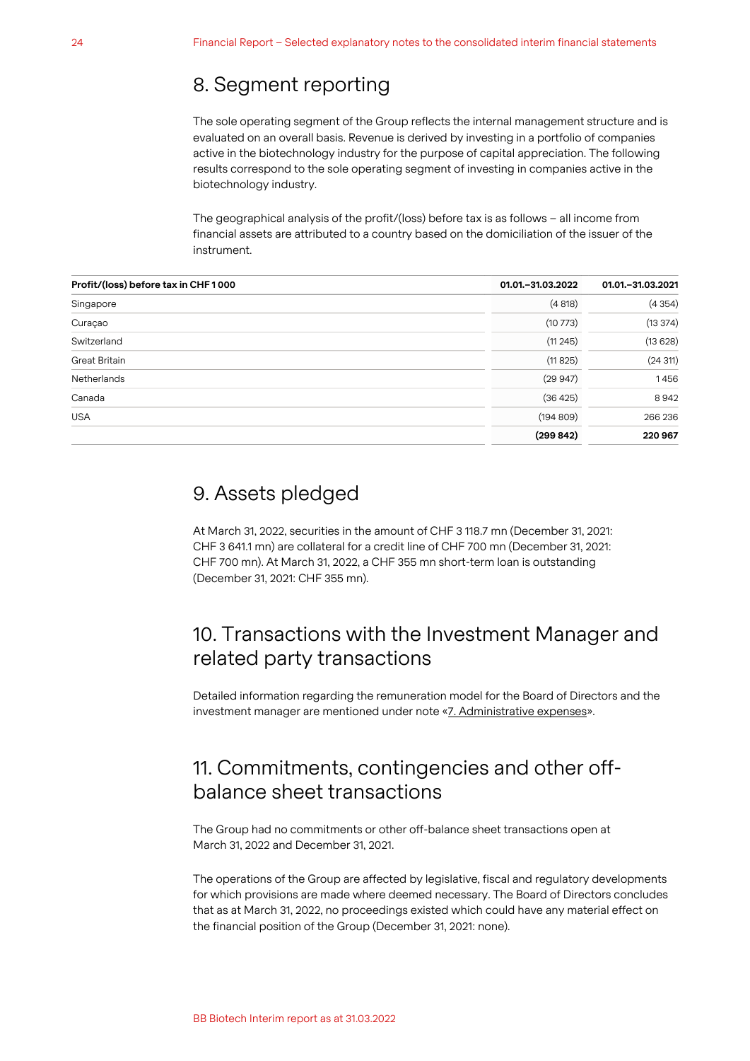## 8. Segment reporting

The sole operating segment of the Group reflects the internal management structure and is evaluated on an overall basis. Revenue is derived by investing in a portfolio of companies active in the biotechnology industry for the purpose of capital appreciation. The following results correspond to the sole operating segment of investing in companies active in the biotechnology industry.

The geographical analysis of the profit/(loss) before tax is as follows – all income from financial assets are attributed to a country based on the domiciliation of the issuer of the instrument.

| Profit/(loss) before tax in CHF 1 000 | 01.01.–31.03.2022 | 01.01.–31.03.2021 |
|---|---|---|
| Singapore | (4 818) | (4 354) |
| Curaçao | (10 773) | (13 374) |
| Switzerland | (11 245) | (13 628) |
| Great Britain | (11 825) | (24 311) |
| Netherlands | (29 947) | 1 456 |
| Canada | (36 425) | 8 942 |
| USA | (194 809) | 266 236 |
| | **(299 842)** | **220 967** |

## 9. Assets pledged

At March 31, 2022, securities in the amount of CHF 3 118.7 mn (December 31, 2021: CHF 3 641.1 mn) are collateral for a credit line of CHF 700 mn (December 31, 2021: CHF 700 mn). At March 31, 2022, a CHF 355 mn short-term loan is outstanding (December 31, 2021: CHF 355 mn).

## 10. Transactions with the Investment Manager and related party transactions

Detailed information regarding the remuneration model for the Board of Directors and the investment manager are mentioned under note «7. Administrative expenses».

## 11. Commitments, contingencies and other off-balance sheet transactions

The Group had no commitments or other off-balance sheet transactions open at March 31, 2022 and December 31, 2021.

The operations of the Group are affected by legislative, fiscal and regulatory developments for which provisions are made where deemed necessary. The Board of Directors concludes that as at March 31, 2022, no proceedings existed which could have any material effect on the financial position of the Group (December 31, 2021: none).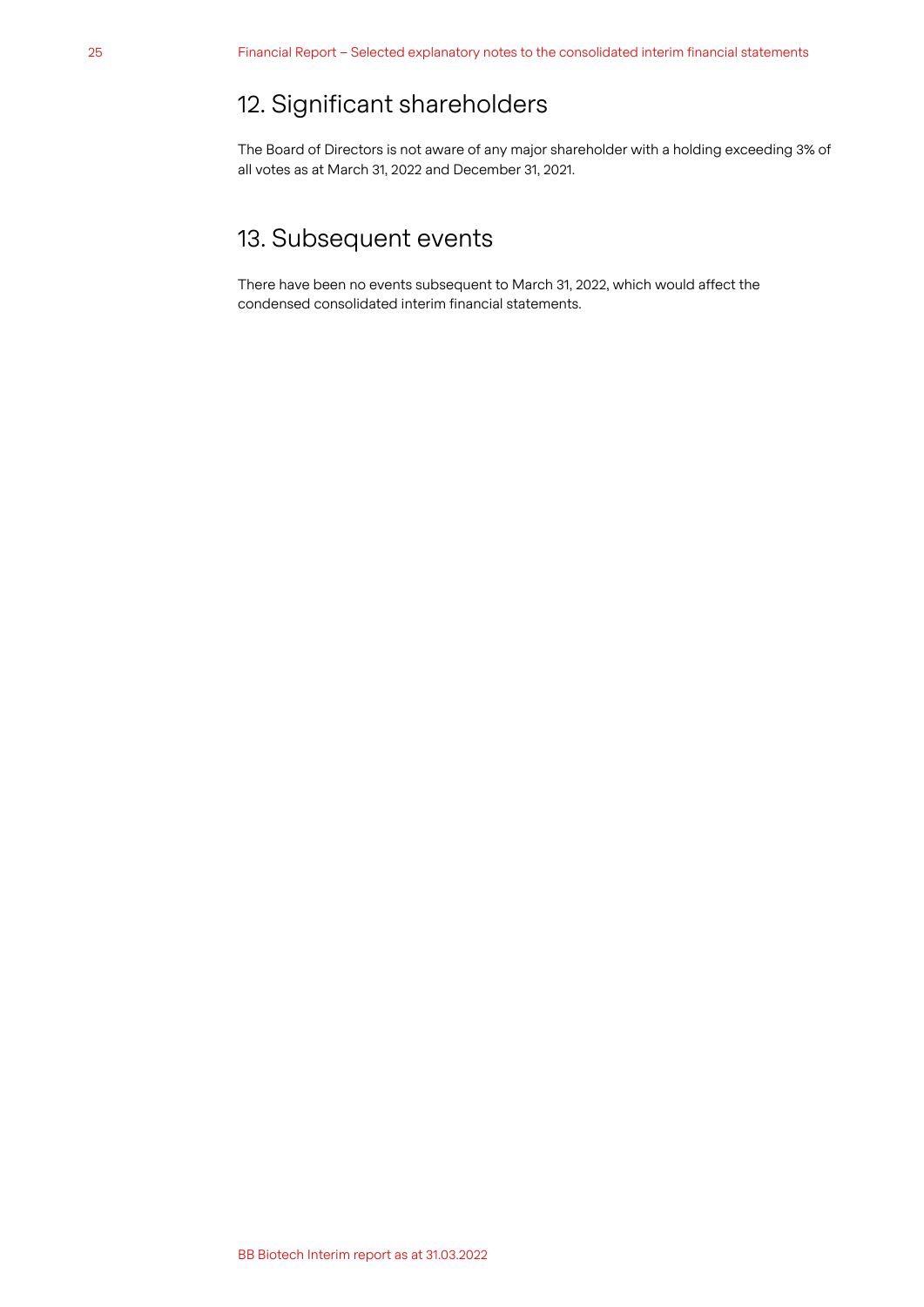## 12. Significant shareholders

The Board of Directors is not aware of any major shareholder with a holding exceeding 3% of all votes as at March 31, 2022 and December 31, 2021.

## 13. Subsequent events

There have been no events subsequent to March 31, 2022, which would affect the condensed consolidated interim financial statements.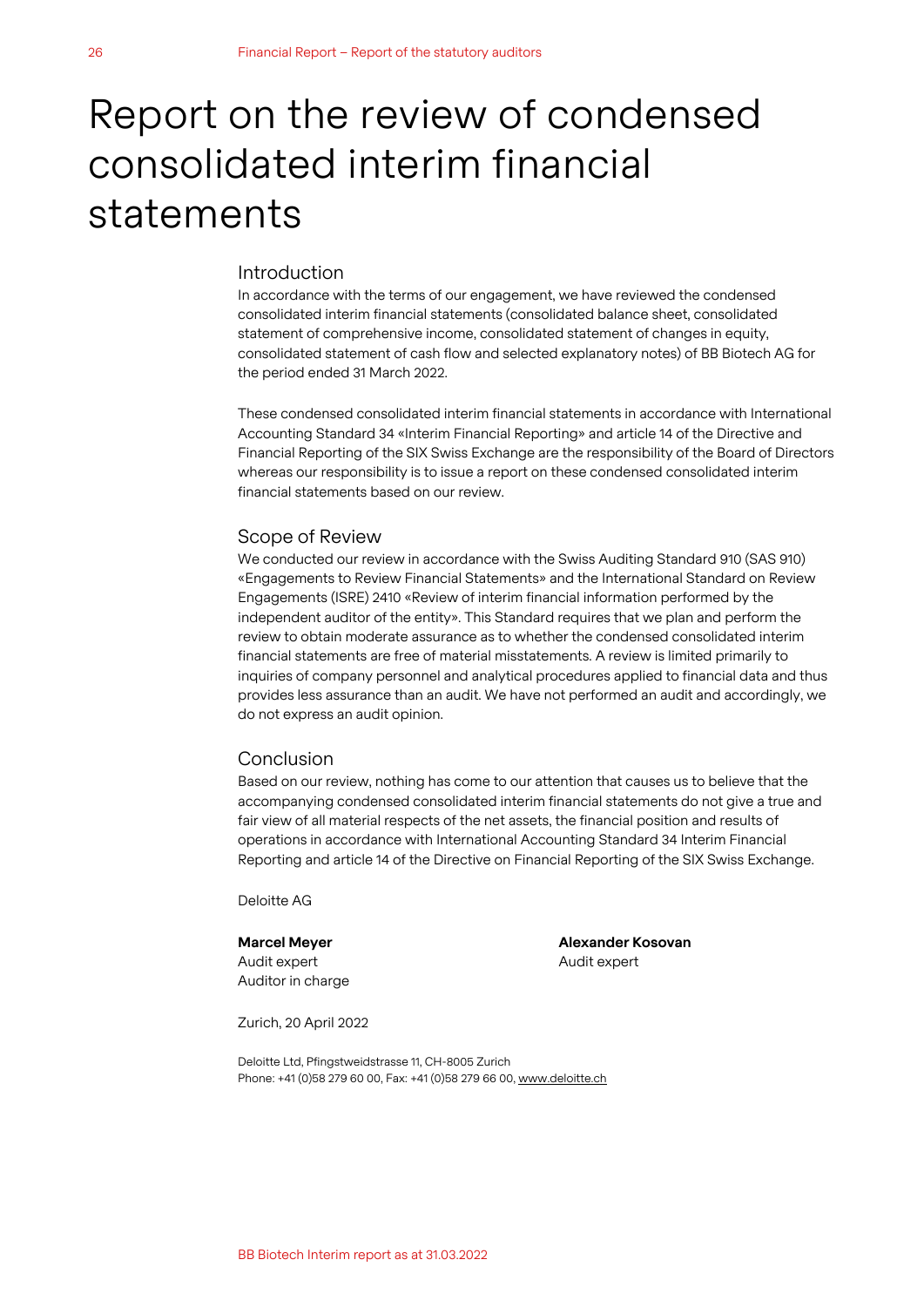# Report on the review of condensed consolidated interim financial statements

## Introduction

In accordance with the terms of our engagement, we have reviewed the condensed consolidated interim financial statements (consolidated balance sheet, consolidated statement of comprehensive income, consolidated statement of changes in equity, consolidated statement of cash flow and selected explanatory notes) of BB Biotech AG for the period ended 31 March 2022.

These condensed consolidated interim financial statements in accordance with International Accounting Standard 34 «Interim Financial Reporting» and article 14 of the Directive and Financial Reporting of the SIX Swiss Exchange are the responsibility of the Board of Directors whereas our responsibility is to issue a report on these condensed consolidated interim financial statements based on our review.

## Scope of Review

We conducted our review in accordance with the Swiss Auditing Standard 910 (SAS 910) «Engagements to Review Financial Statements» and the International Standard on Review Engagements (ISRE) 2410 «Review of interim financial information performed by the independent auditor of the entity». This Standard requires that we plan and perform the review to obtain moderate assurance as to whether the condensed consolidated interim financial statements are free of material misstatements. A review is limited primarily to inquiries of company personnel and analytical procedures applied to financial data and thus provides less assurance than an audit. We have not performed an audit and accordingly, we do not express an audit opinion.

## Conclusion

Based on our review, nothing has come to our attention that causes us to believe that the accompanying condensed consolidated interim financial statements do not give a true and fair view of all material respects of the net assets, the financial position and results of operations in accordance with International Accounting Standard 34 Interim Financial Reporting and article 14 of the Directive on Financial Reporting of the SIX Swiss Exchange.

Deloitte AG

**Marcel Meyer**
Audit expert
Auditor in charge

**Alexander Kosovan**
Audit expert

Zurich, 20 April 2022

Deloitte Ltd, Pfingstweidstrasse 11, CH-8005 Zurich
Phone: +41 (0)58 279 60 00, Fax: +41 (0)58 279 66 00, www.deloitte.ch